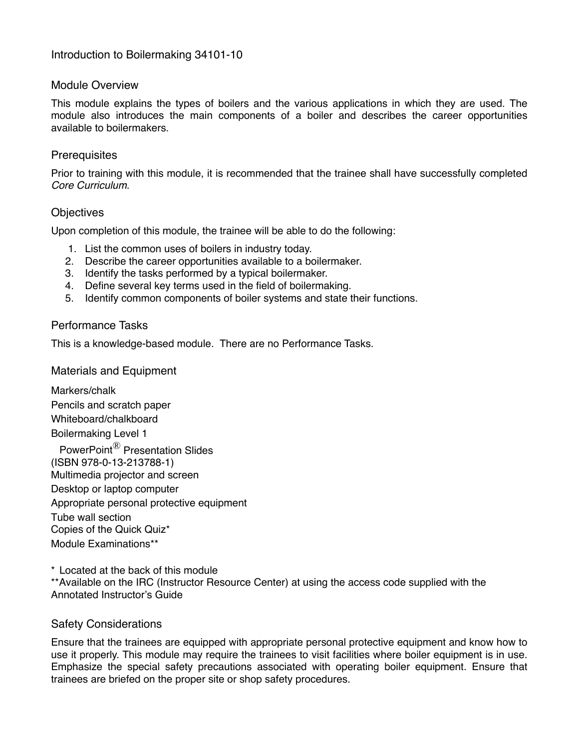# Introduction to Boilermaking 34101-10

## Module Overview

This module explains the types of boilers and the various applications in which they are used. The module also introduces the main components of a boiler and describes the career opportunities available to boilermakers.

## Prerequisites

Prior to training with this module, it is recommended that the trainee shall have successfully completed *Core Curriculum*.

## Objectives

Upon completion of this module, the trainee will be able to do the following:

1. List the common uses of boilers in industry today.
2. Describe the career opportunities available to a boilermaker.
3. Identify the tasks performed by a typical boilermaker.
4. Define several key terms used in the field of boilermaking.
5. Identify common components of boiler systems and state their functions.

## Performance Tasks

This is a knowledge-based module. There are no Performance Tasks.

## Materials and Equipment

Markers/chalk
Pencils and scratch paper
Whiteboard/chalkboard
Boilermaking Level 1
PowerPoint® Presentation Slides
(ISBN 978-0-13-213788-1)
Multimedia projector and screen
Desktop or laptop computer
Appropriate personal protective equipment
Tube wall section
Copies of the Quick Quiz*
Module Examinations**

\* Located at the back of this module
**Available on the IRC (Instructor Resource Center) at using the access code supplied with the Annotated Instructor's Guide

## Safety Considerations

Ensure that the trainees are equipped with appropriate personal protective equipment and know how to use it properly. This module may require the trainees to visit facilities where boiler equipment is in use. Emphasize the special safety precautions associated with operating boiler equipment. Ensure that trainees are briefed on the proper site or shop safety procedures.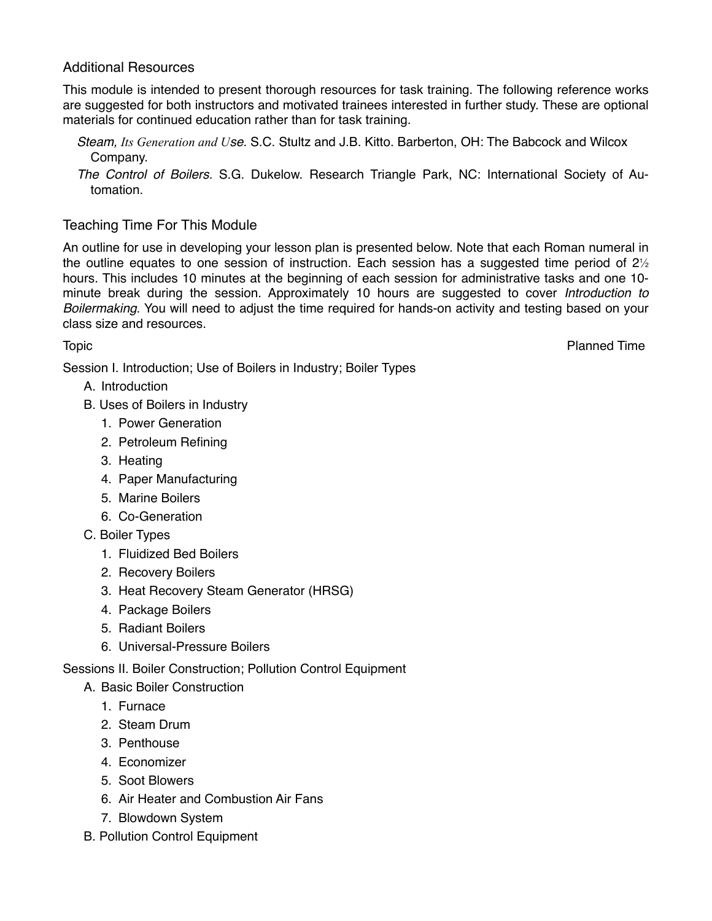## Additional Resources

This module is intended to present thorough resources for task training. The following reference works are suggested for both instructors and motivated trainees interested in further study. These are optional materials for continued education rather than for task training.

*Steam, Its Generation and Use.* S.C. Stultz and J.B. Kitto. Barberton, OH: The Babcock and Wilcox Company.

*The Control of Boilers.* S.G. Dukelow. Research Triangle Park, NC: International Society of Automation.

## Teaching Time For This Module

An outline for use in developing your lesson plan is presented below. Note that each Roman numeral in the outline equates to one session of instruction. Each session has a suggested time period of 2½ hours. This includes 10 minutes at the beginning of each session for administrative tasks and one 10-minute break during the session. Approximately 10 hours are suggested to cover *Introduction to Boilermaking*. You will need to adjust the time required for hands-on activity and testing based on your class size and resources.

| Topic | Planned Time |
| --- | --- |

Session I. Introduction; Use of Boilers in Industry; Boiler Types

- A. Introduction
- B. Uses of Boilers in Industry
  1. Power Generation
  2. Petroleum Refining
  3. Heating
  4. Paper Manufacturing
  5. Marine Boilers
  6. Co-Generation
- C. Boiler Types
  1. Fluidized Bed Boilers
  2. Recovery Boilers
  3. Heat Recovery Steam Generator (HRSG)
  4. Package Boilers
  5. Radiant Boilers
  6. Universal-Pressure Boilers

Sessions II. Boiler Construction; Pollution Control Equipment

- A. Basic Boiler Construction
  1. Furnace
  2. Steam Drum
  3. Penthouse
  4. Economizer
  5. Soot Blowers
  6. Air Heater and Combustion Air Fans
  7. Blowdown System
- B. Pollution Control Equipment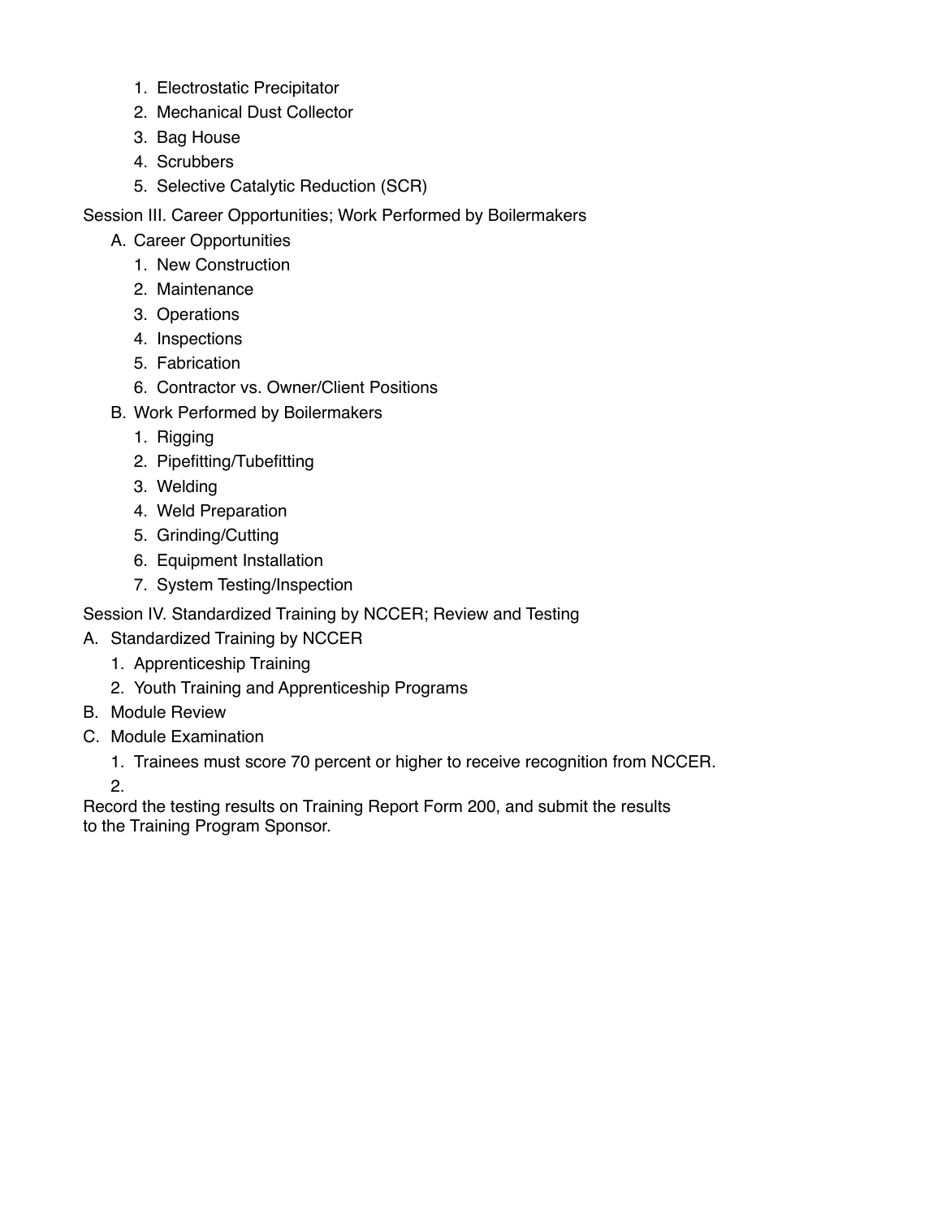1. Electrostatic Precipitator
2. Mechanical Dust Collector
3. Bag House
4. Scrubbers
5. Selective Catalytic Reduction (SCR)

Session III. Career Opportunities; Work Performed by Boilermakers

A. Career Opportunities
   1. New Construction
   2. Maintenance
   3. Operations
   4. Inspections
   5. Fabrication
   6. Contractor vs. Owner/Client Positions
B. Work Performed by Boilermakers
   1. Rigging
   2. Pipefitting/Tubefitting
   3. Welding
   4. Weld Preparation
   5. Grinding/Cutting
   6. Equipment Installation
   7. System Testing/Inspection

Session IV. Standardized Training by NCCER; Review and Testing

A. Standardized Training by NCCER
   1. Apprenticeship Training
   2. Youth Training and Apprenticeship Programs
B. Module Review
C. Module Examination
   1. Trainees must score 70 percent or higher to receive recognition from NCCER.
   2.

Record the testing results on Training Report Form 200, and submit the results to the Training Program Sponsor.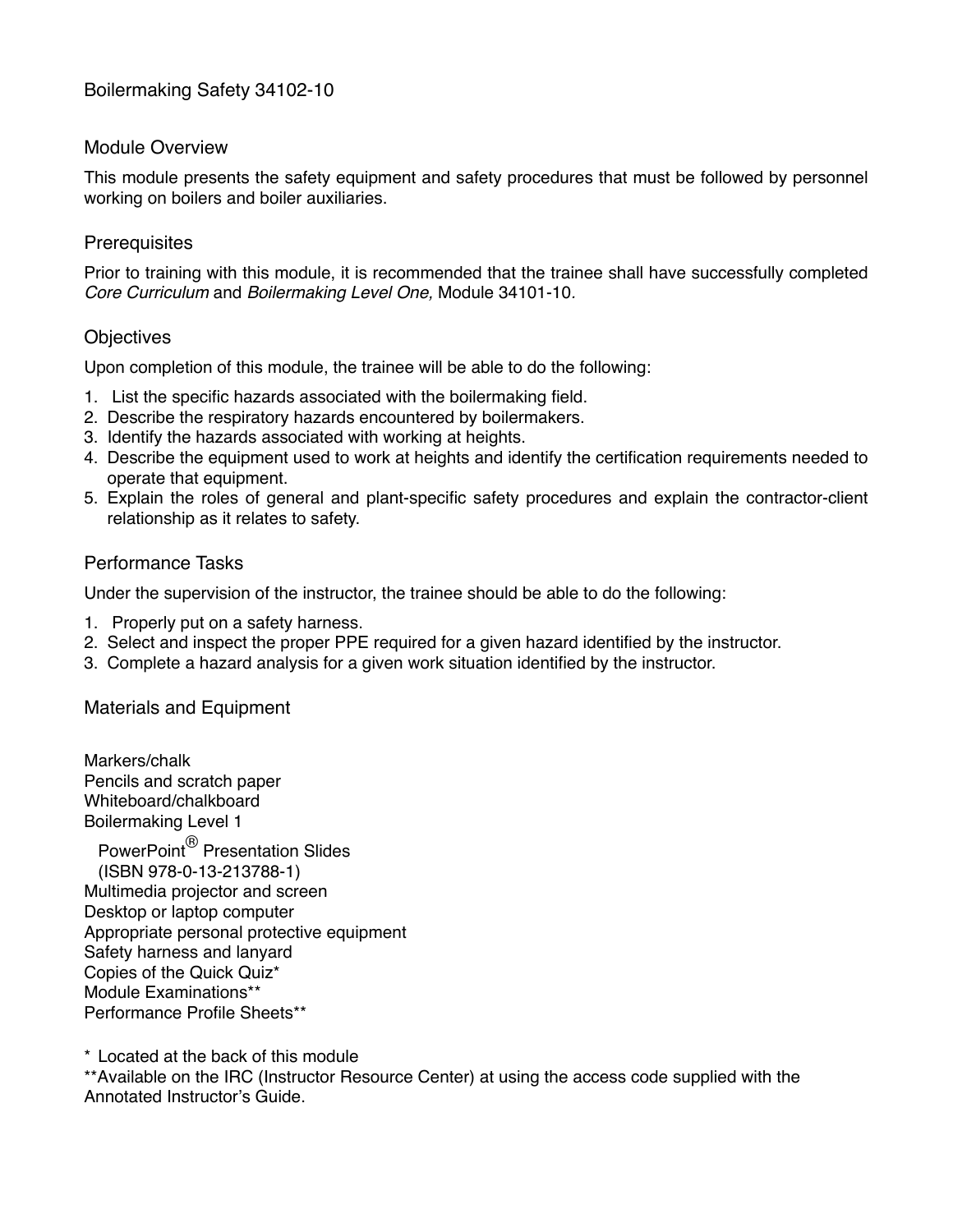# Boilermaking Safety 34102-10

## Module Overview

This module presents the safety equipment and safety procedures that must be followed by personnel working on boilers and boiler auxiliaries.

## Prerequisites

Prior to training with this module, it is recommended that the trainee shall have successfully completed *Core Curriculum* and *Boilermaking Level One,* Module 34101-10.

## Objectives

Upon completion of this module, the trainee will be able to do the following:

1. List the specific hazards associated with the boilermaking field.
2. Describe the respiratory hazards encountered by boilermakers.
3. Identify the hazards associated with working at heights.
4. Describe the equipment used to work at heights and identify the certification requirements needed to operate that equipment.
5. Explain the roles of general and plant-specific safety procedures and explain the contractor-client relationship as it relates to safety.

## Performance Tasks

Under the supervision of the instructor, the trainee should be able to do the following:

1. Properly put on a safety harness.
2. Select and inspect the proper PPE required for a given hazard identified by the instructor.
3. Complete a hazard analysis for a given work situation identified by the instructor.

## Materials and Equipment

Markers/chalk
Pencils and scratch paper
Whiteboard/chalkboard
Boilermaking Level 1
  PowerPoint® Presentation Slides
  (ISBN 978-0-13-213788-1)
Multimedia projector and screen
Desktop or laptop computer
Appropriate personal protective equipment
Safety harness and lanyard
Copies of the Quick Quiz*
Module Examinations**
Performance Profile Sheets**

\* Located at the back of this module
**Available on the IRC (Instructor Resource Center) at using the access code supplied with the Annotated Instructor's Guide.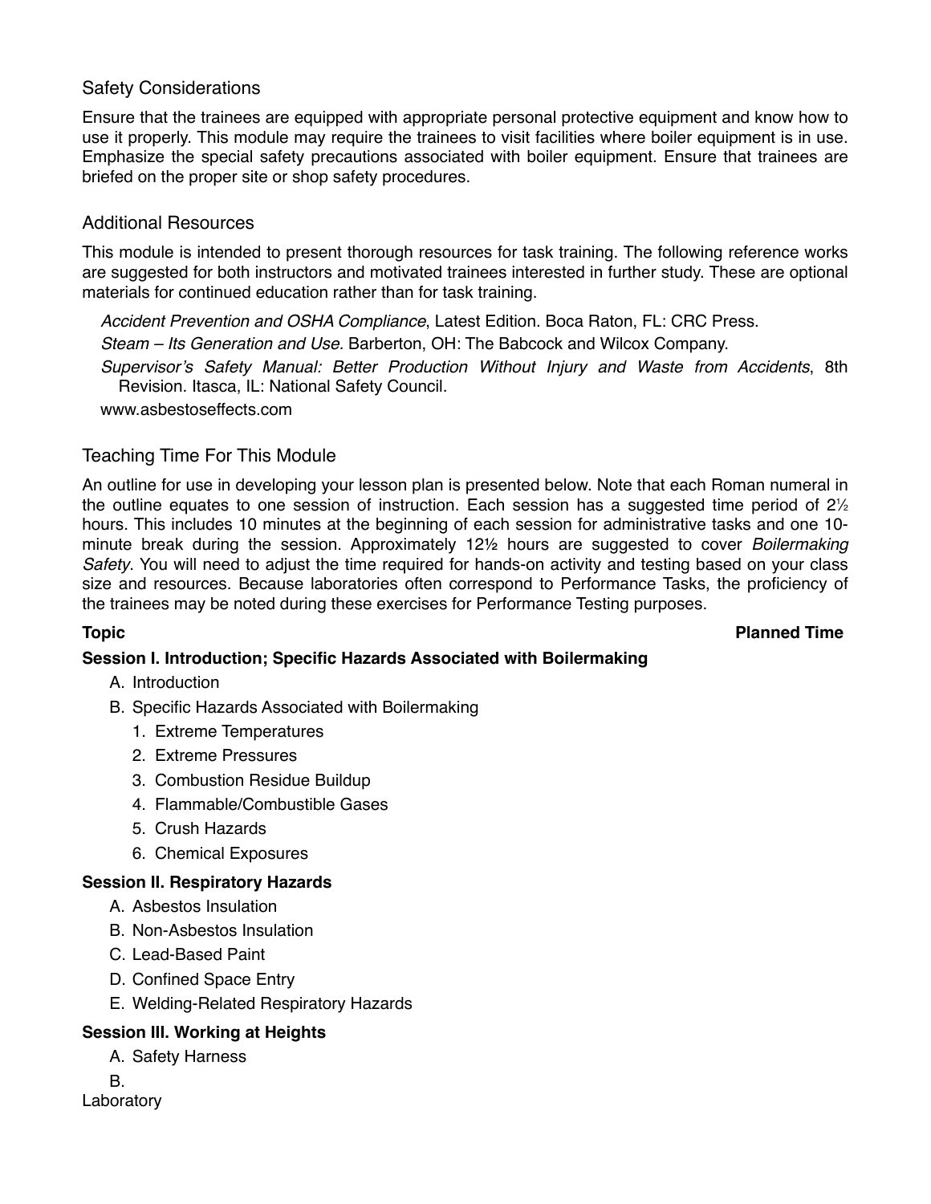## Safety Considerations

Ensure that the trainees are equipped with appropriate personal protective equipment and know how to use it properly. This module may require the trainees to visit facilities where boiler equipment is in use. Emphasize the special safety precautions associated with boiler equipment. Ensure that trainees are briefed on the proper site or shop safety procedures.

## Additional Resources

This module is intended to present thorough resources for task training. The following reference works are suggested for both instructors and motivated trainees interested in further study. These are optional materials for continued education rather than for task training.

*Accident Prevention and OSHA Compliance*, Latest Edition. Boca Raton, FL: CRC Press.

*Steam – Its Generation and Use.* Barberton, OH: The Babcock and Wilcox Company.

*Supervisor's Safety Manual: Better Production Without Injury and Waste from Accidents*, 8th Revision. Itasca, IL: National Safety Council.

www.asbestoseffects.com

## Teaching Time For This Module

An outline for use in developing your lesson plan is presented below. Note that each Roman numeral in the outline equates to one session of instruction. Each session has a suggested time period of 2½ hours. This includes 10 minutes at the beginning of each session for administrative tasks and one 10-minute break during the session. Approximately 12½ hours are suggested to cover *Boilermaking Safety*. You will need to adjust the time required for hands-on activity and testing based on your class size and resources. Because laboratories often correspond to Performance Tasks, the proficiency of the trainees may be noted during these exercises for Performance Testing purposes.

**Topic** **Planned Time**

**Session I. Introduction; Specific Hazards Associated with Boilermaking**

- A. Introduction
- B. Specific Hazards Associated with Boilermaking
  1. Extreme Temperatures
  2. Extreme Pressures
  3. Combustion Residue Buildup
  4. Flammable/Combustible Gases
  5. Crush Hazards
  6. Chemical Exposures

**Session II. Respiratory Hazards**

- A. Asbestos Insulation
- B. Non-Asbestos Insulation
- C. Lead-Based Paint
- D. Confined Space Entry
- E. Welding-Related Respiratory Hazards

**Session III. Working at Heights**

- A. Safety Harness
- B.

Laboratory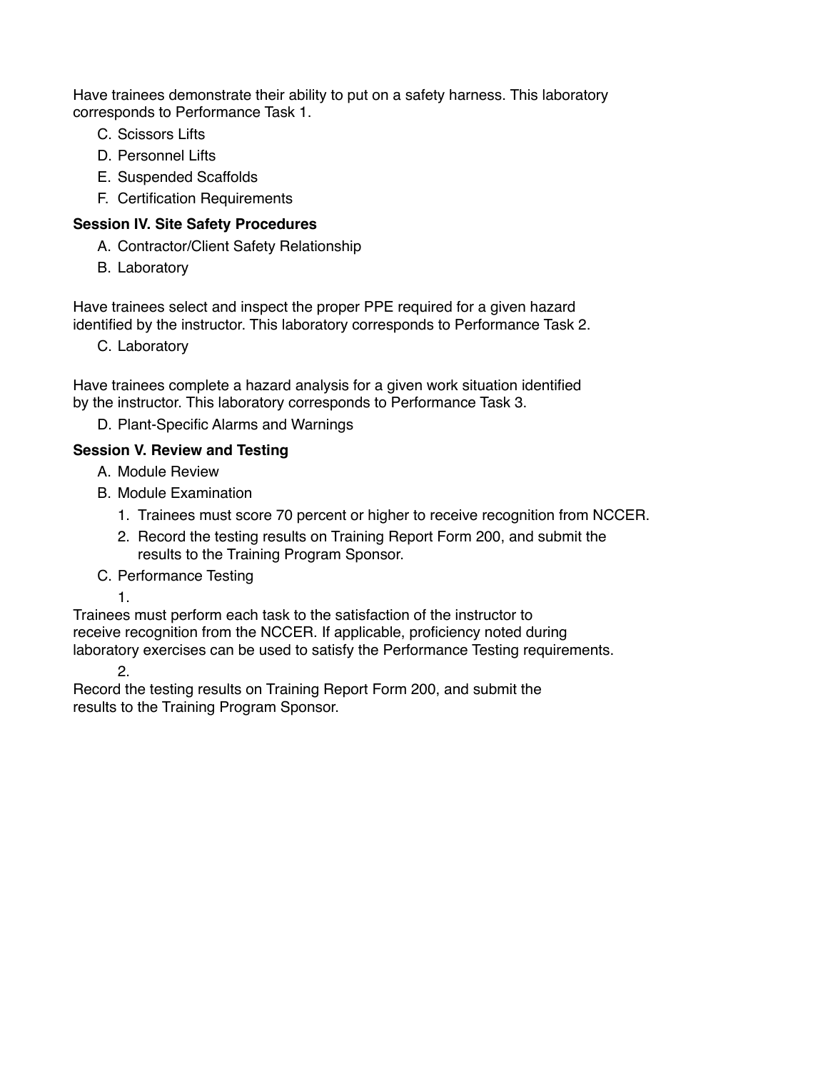Have trainees demonstrate their ability to put on a safety harness. This laboratory corresponds to Performance Task 1.

C. Scissors Lifts
D. Personnel Lifts
E. Suspended Scaffolds
F. Certification Requirements

**Session IV. Site Safety Procedures**

A. Contractor/Client Safety Relationship
B. Laboratory

Have trainees select and inspect the proper PPE required for a given hazard identified by the instructor. This laboratory corresponds to Performance Task 2.

C. Laboratory

Have trainees complete a hazard analysis for a given work situation identified by the instructor. This laboratory corresponds to Performance Task 3.

D. Plant-Specific Alarms and Warnings

**Session V. Review and Testing**

A. Module Review
B. Module Examination
   1. Trainees must score 70 percent or higher to receive recognition from NCCER.
   2. Record the testing results on Training Report Form 200, and submit the results to the Training Program Sponsor.
C. Performance Testing
   1.

Trainees must perform each task to the satisfaction of the instructor to receive recognition from the NCCER. If applicable, proficiency noted during laboratory exercises can be used to satisfy the Performance Testing requirements.

   2.

Record the testing results on Training Report Form 200, and submit the results to the Training Program Sponsor.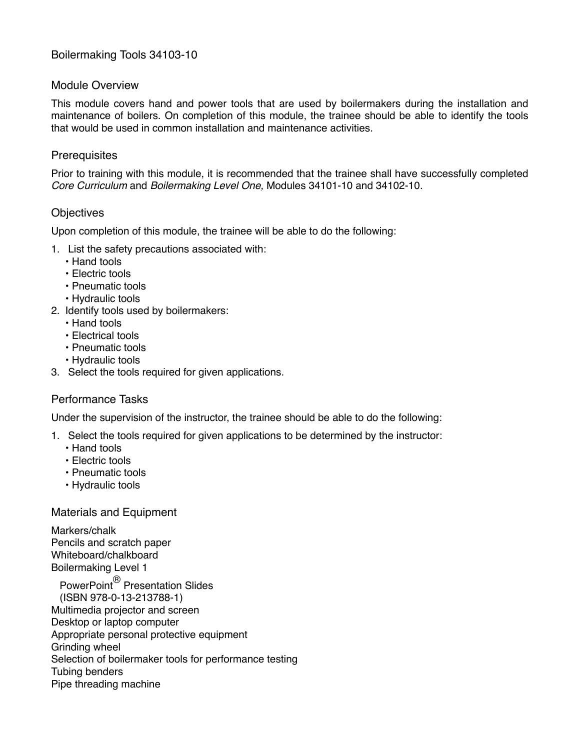# Boilermaking Tools 34103-10

## Module Overview

This module covers hand and power tools that are used by boilermakers during the installation and maintenance of boilers. On completion of this module, the trainee should be able to identify the tools that would be used in common installation and maintenance activities.

## Prerequisites

Prior to training with this module, it is recommended that the trainee shall have successfully completed *Core Curriculum* and *Boilermaking Level One,* Modules 34101-10 and 34102-10.

## Objectives

Upon completion of this module, the trainee will be able to do the following:

1. List the safety precautions associated with:
   - Hand tools
   - Electric tools
   - Pneumatic tools
   - Hydraulic tools
2. Identify tools used by boilermakers:
   - Hand tools
   - Electrical tools
   - Pneumatic tools
   - Hydraulic tools
3. Select the tools required for given applications.

## Performance Tasks

Under the supervision of the instructor, the trainee should be able to do the following:

1. Select the tools required for given applications to be determined by the instructor:
   - Hand tools
   - Electric tools
   - Pneumatic tools
   - Hydraulic tools

## Materials and Equipment

Markers/chalk
Pencils and scratch paper
Whiteboard/chalkboard
Boilermaking Level 1
  PowerPoint® Presentation Slides
  (ISBN 978-0-13-213788-1)
Multimedia projector and screen
Desktop or laptop computer
Appropriate personal protective equipment
Grinding wheel
Selection of boilermaker tools for performance testing
Tubing benders
Pipe threading machine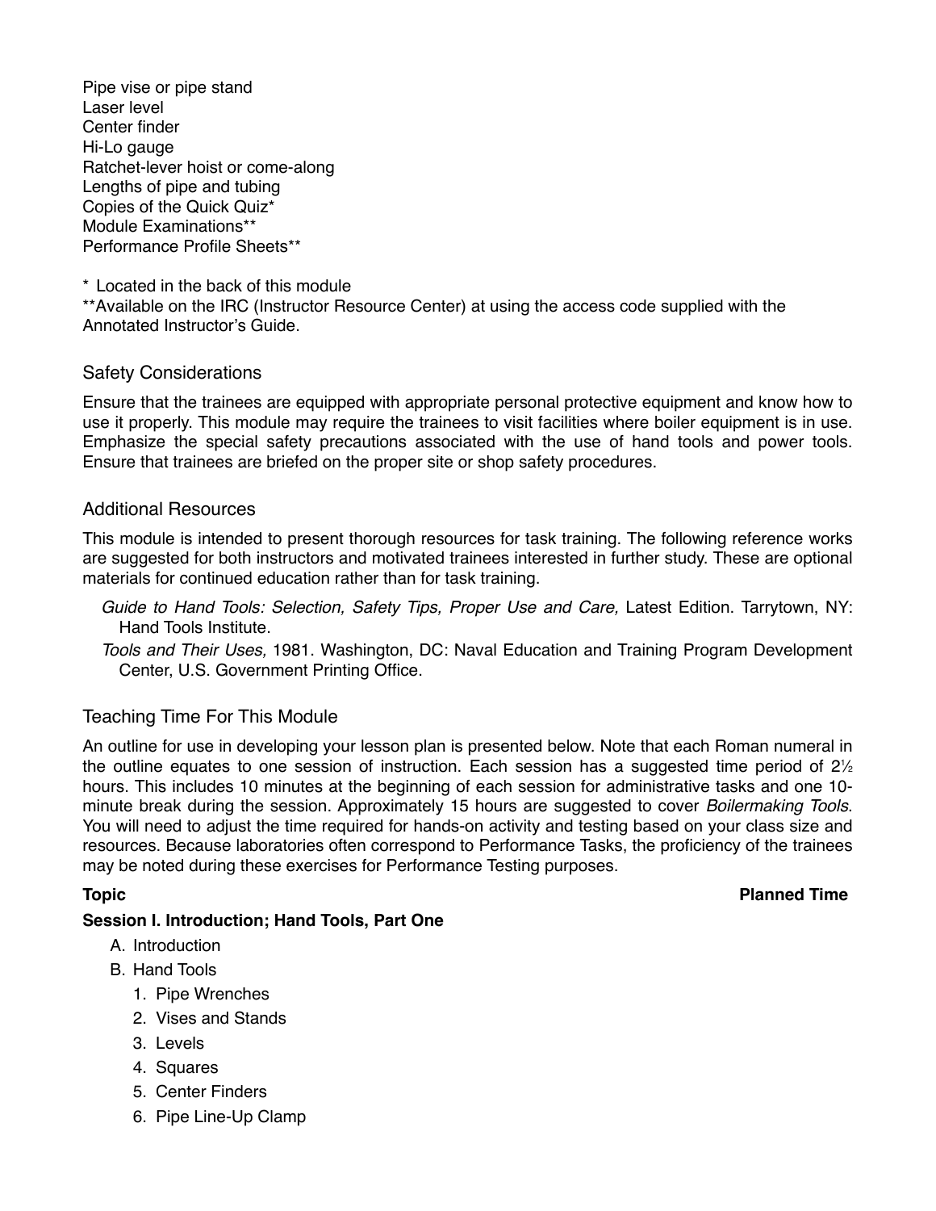Pipe vise or pipe stand
Laser level
Center finder
Hi-Lo gauge
Ratchet-lever hoist or come-along
Lengths of pipe and tubing
Copies of the Quick Quiz*
Module Examinations**
Performance Profile Sheets**

* Located in the back of this module
**Available on the IRC (Instructor Resource Center) at using the access code supplied with the Annotated Instructor's Guide.

## Safety Considerations

Ensure that the trainees are equipped with appropriate personal protective equipment and know how to use it properly. This module may require the trainees to visit facilities where boiler equipment is in use. Emphasize the special safety precautions associated with the use of hand tools and power tools. Ensure that trainees are briefed on the proper site or shop safety procedures.

## Additional Resources

This module is intended to present thorough resources for task training. The following reference works are suggested for both instructors and motivated trainees interested in further study. These are optional materials for continued education rather than for task training.

*Guide to Hand Tools: Selection, Safety Tips, Proper Use and Care,* Latest Edition. Tarrytown, NY: Hand Tools Institute.

*Tools and Their Uses,* 1981. Washington, DC: Naval Education and Training Program Development Center, U.S. Government Printing Office.

## Teaching Time For This Module

An outline for use in developing your lesson plan is presented below. Note that each Roman numeral in the outline equates to one session of instruction. Each session has a suggested time period of 2½ hours. This includes 10 minutes at the beginning of each session for administrative tasks and one 10-minute break during the session. Approximately 15 hours are suggested to cover *Boilermaking Tools*. You will need to adjust the time required for hands-on activity and testing based on your class size and resources. Because laboratories often correspond to Performance Tasks, the proficiency of the trainees may be noted during these exercises for Performance Testing purposes.

**Topic** **Planned Time**

**Session I. Introduction; Hand Tools, Part One**

A. Introduction
B. Hand Tools
   1. Pipe Wrenches
   2. Vises and Stands
   3. Levels
   4. Squares
   5. Center Finders
   6. Pipe Line-Up Clamp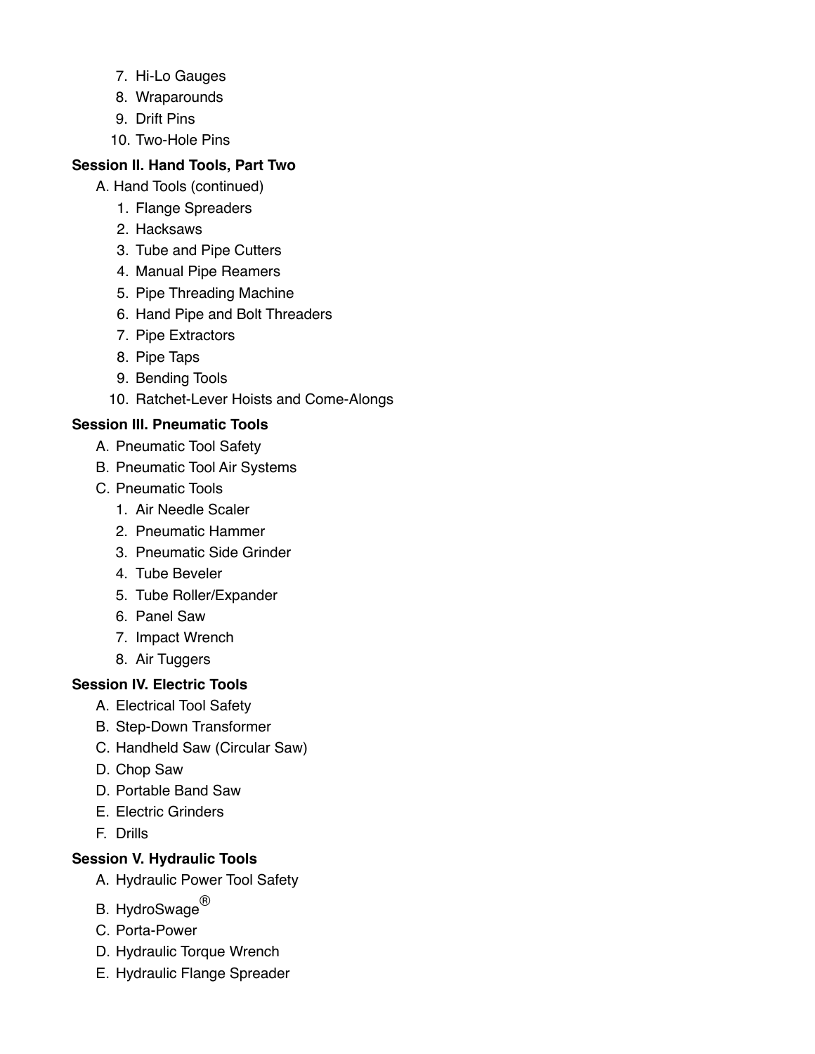7. Hi-Lo Gauges
8. Wraparounds
9. Drift Pins
10. Two-Hole Pins

**Session II. Hand Tools, Part Two**

A. Hand Tools (continued)

1. Flange Spreaders
2. Hacksaws
3. Tube and Pipe Cutters
4. Manual Pipe Reamers
5. Pipe Threading Machine
6. Hand Pipe and Bolt Threaders
7. Pipe Extractors
8. Pipe Taps
9. Bending Tools
10. Ratchet-Lever Hoists and Come-Alongs

**Session III. Pneumatic Tools**

A. Pneumatic Tool Safety

B. Pneumatic Tool Air Systems

C. Pneumatic Tools

1. Air Needle Scaler
2. Pneumatic Hammer
3. Pneumatic Side Grinder
4. Tube Beveler
5. Tube Roller/Expander
6. Panel Saw
7. Impact Wrench
8. Air Tuggers

**Session IV. Electric Tools**

A. Electrical Tool Safety

B. Step-Down Transformer

C. Handheld Saw (Circular Saw)

D. Chop Saw

D. Portable Band Saw

E. Electric Grinders

F. Drills

**Session V. Hydraulic Tools**

A. Hydraulic Power Tool Safety

B. HydroSwage®

C. Porta-Power

D. Hydraulic Torque Wrench

E. Hydraulic Flange Spreader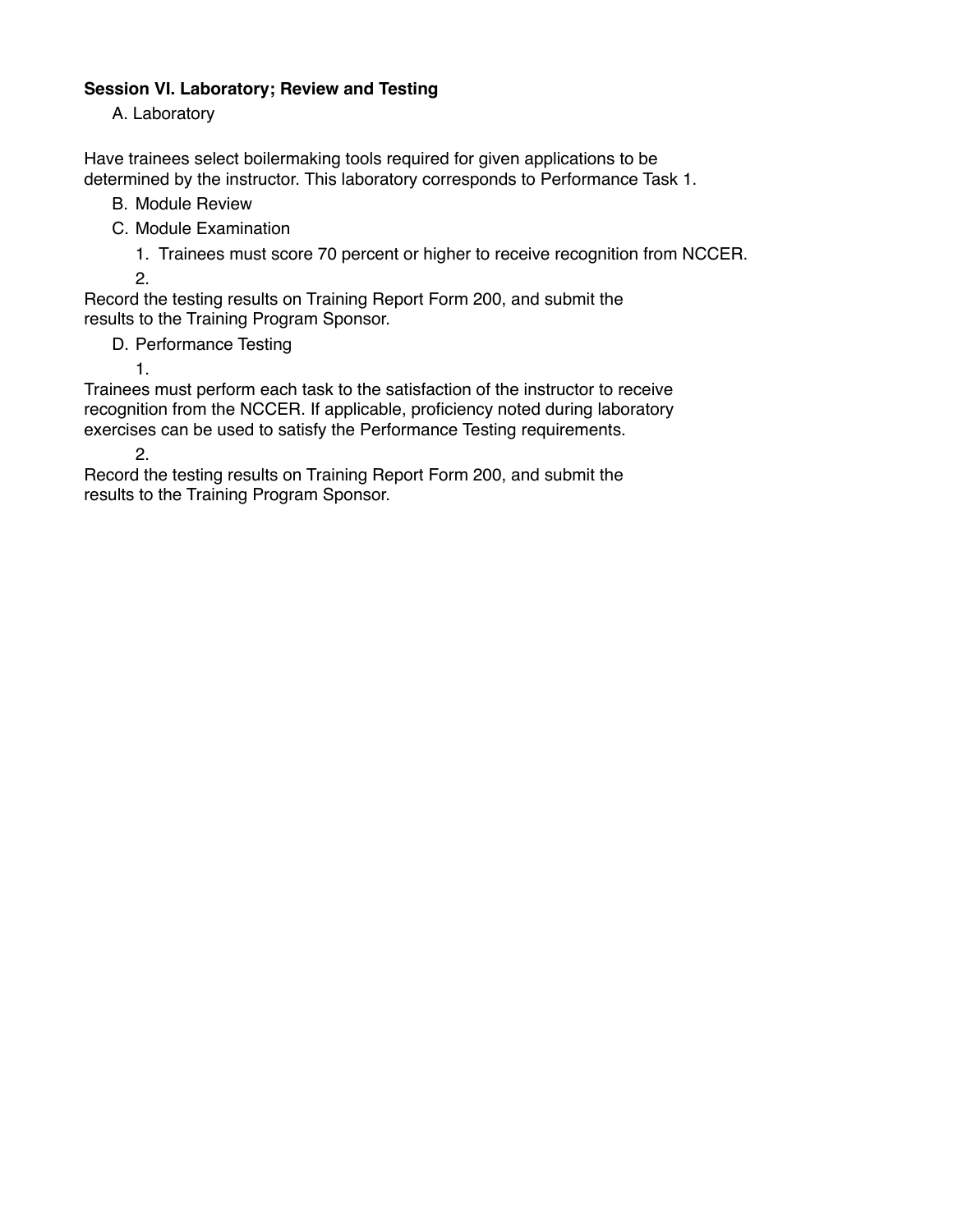**Session VI. Laboratory; Review and Testing**

A. Laboratory

Have trainees select boilermaking tools required for given applications to be determined by the instructor. This laboratory corresponds to Performance Task 1.

B. Module Review

C. Module Examination

1. Trainees must score 70 percent or higher to receive recognition from NCCER.
2. Record the testing results on Training Report Form 200, and submit the results to the Training Program Sponsor.

D. Performance Testing

1. Trainees must perform each task to the satisfaction of the instructor to receive recognition from the NCCER. If applicable, proficiency noted during laboratory exercises can be used to satisfy the Performance Testing requirements.
2. Record the testing results on Training Report Form 200, and submit the results to the Training Program Sponsor.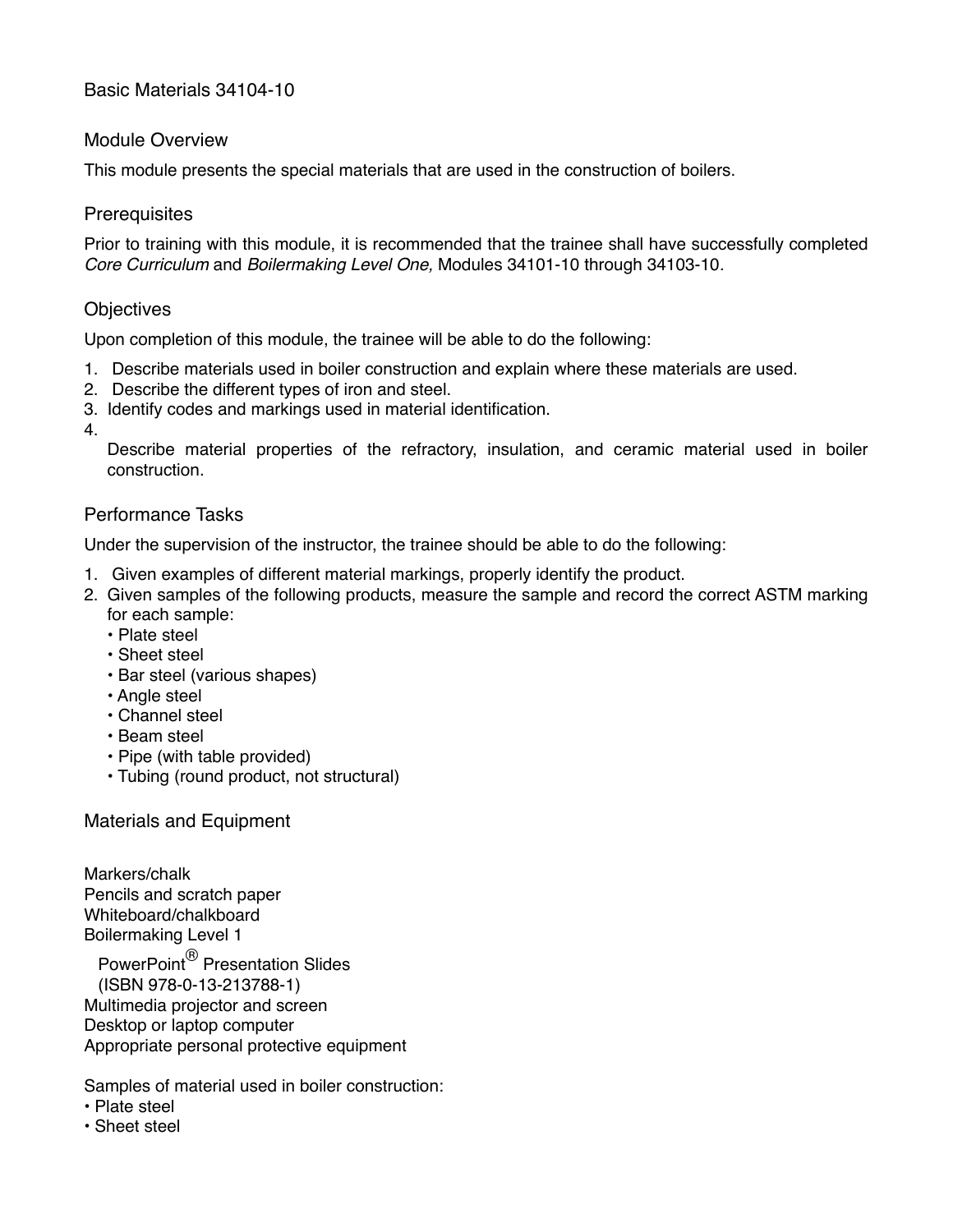# Basic Materials 34104-10

## Module Overview

This module presents the special materials that are used in the construction of boilers.

## Prerequisites

Prior to training with this module, it is recommended that the trainee shall have successfully completed *Core Curriculum* and *Boilermaking Level One,* Modules 34101-10 through 34103-10.

## Objectives

Upon completion of this module, the trainee will be able to do the following:

1. Describe materials used in boiler construction and explain where these materials are used.
2. Describe the different types of iron and steel.
3. Identify codes and markings used in material identification.
4. Describe material properties of the refractory, insulation, and ceramic material used in boiler construction.

## Performance Tasks

Under the supervision of the instructor, the trainee should be able to do the following:

1. Given examples of different material markings, properly identify the product.
2. Given samples of the following products, measure the sample and record the correct ASTM marking for each sample:
   - Plate steel
   - Sheet steel
   - Bar steel (various shapes)
   - Angle steel
   - Channel steel
   - Beam steel
   - Pipe (with table provided)
   - Tubing (round product, not structural)

## Materials and Equipment

Markers/chalk
Pencils and scratch paper
Whiteboard/chalkboard
Boilermaking Level 1
PowerPoint® Presentation Slides
(ISBN 978-0-13-213788-1)
Multimedia projector and screen
Desktop or laptop computer
Appropriate personal protective equipment

Samples of material used in boiler construction:
- Plate steel
- Sheet steel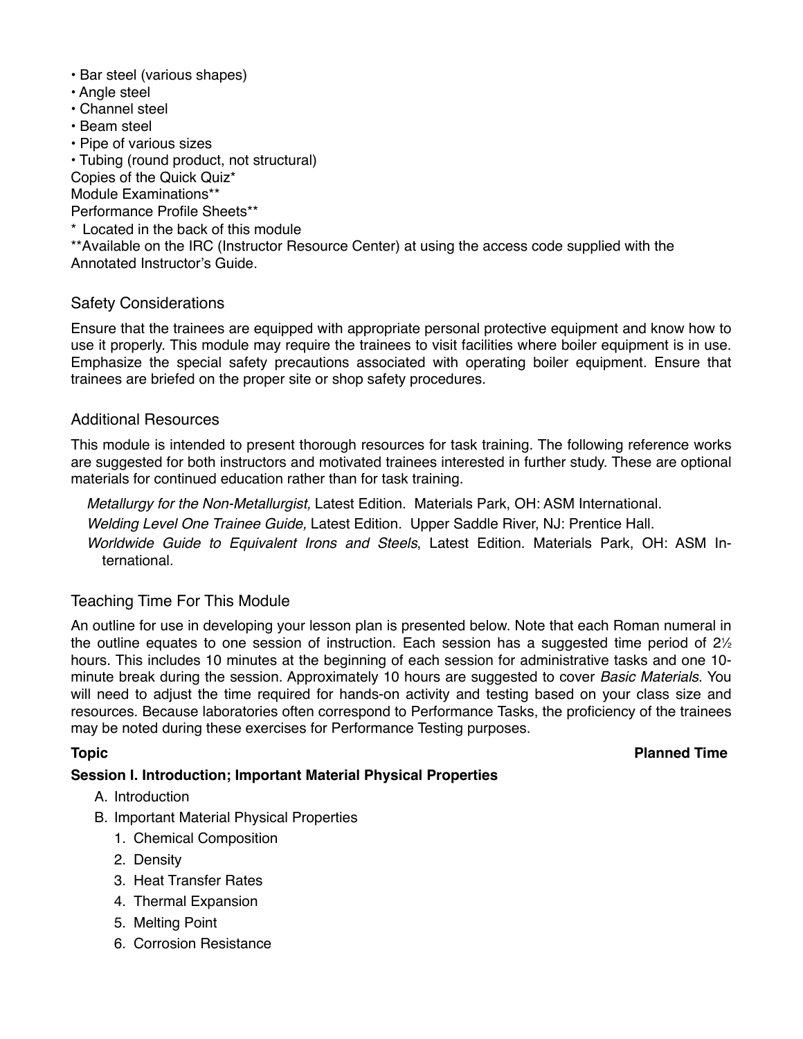- Bar steel (various shapes)
- Angle steel
- Channel steel
- Beam steel
- Pipe of various sizes
- Tubing (round product, not structural)

Copies of the Quick Quiz*

Module Examinations**

Performance Profile Sheets**

* Located in the back of this module

**Available on the IRC (Instructor Resource Center) at using the access code supplied with the Annotated Instructor's Guide.

## Safety Considerations

Ensure that the trainees are equipped with appropriate personal protective equipment and know how to use it properly. This module may require the trainees to visit facilities where boiler equipment is in use. Emphasize the special safety precautions associated with operating boiler equipment. Ensure that trainees are briefed on the proper site or shop safety procedures.

## Additional Resources

This module is intended to present thorough resources for task training. The following reference works are suggested for both instructors and motivated trainees interested in further study. These are optional materials for continued education rather than for task training.

*Metallurgy for the Non-Metallurgist,* Latest Edition. Materials Park, OH: ASM International.

*Welding Level One Trainee Guide,* Latest Edition. Upper Saddle River, NJ: Prentice Hall.

*Worldwide Guide to Equivalent Irons and Steels*, Latest Edition. Materials Park, OH: ASM International.

## Teaching Time For This Module

An outline for use in developing your lesson plan is presented below. Note that each Roman numeral in the outline equates to one session of instruction. Each session has a suggested time period of 2½ hours. This includes 10 minutes at the beginning of each session for administrative tasks and one 10-minute break during the session. Approximately 10 hours are suggested to cover *Basic Materials*. You will need to adjust the time required for hands-on activity and testing based on your class size and resources. Because laboratories often correspond to Performance Tasks, the proficiency of the trainees may be noted during these exercises for Performance Testing purposes.

**Topic** **Planned Time**

**Session I. Introduction; Important Material Physical Properties**

A. Introduction

B. Important Material Physical Properties

1. Chemical Composition
2. Density
3. Heat Transfer Rates
4. Thermal Expansion
5. Melting Point
6. Corrosion Resistance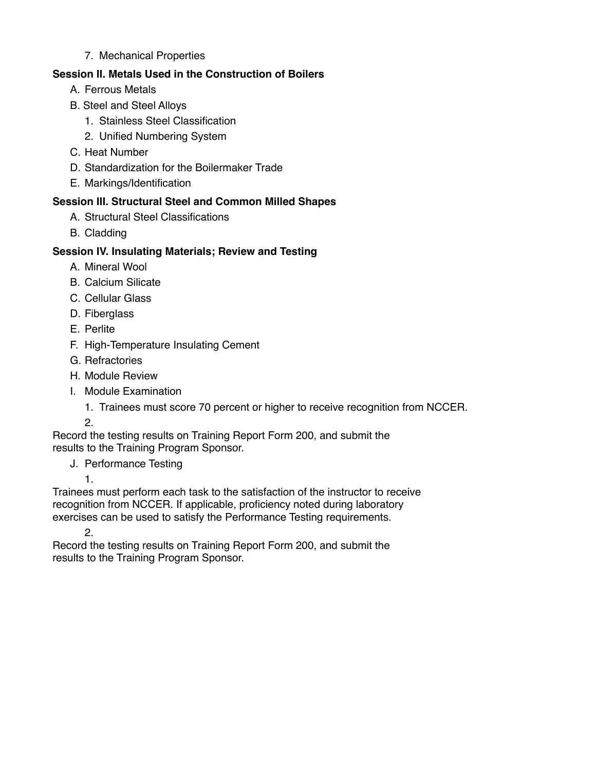7. Mechanical Properties

**Session II. Metals Used in the Construction of Boilers**

- A. Ferrous Metals
- B. Steel and Steel Alloys
    1. Stainless Steel Classification
    2. Unified Numbering System
- C. Heat Number
- D. Standardization for the Boilermaker Trade
- E. Markings/Identification

**Session III. Structural Steel and Common Milled Shapes**

- A. Structural Steel Classifications
- B. Cladding

**Session IV. Insulating Materials; Review and Testing**

- A. Mineral Wool
- B. Calcium Silicate
- C. Cellular Glass
- D. Fiberglass
- E. Perlite
- F. High-Temperature Insulating Cement
- G. Refractories
- H. Module Review
- I. Module Examination
    1. Trainees must score 70 percent or higher to receive recognition from NCCER.
    2. Record the testing results on Training Report Form 200, and submit the results to the Training Program Sponsor.
- J. Performance Testing
    1. Trainees must perform each task to the satisfaction of the instructor to receive recognition from NCCER. If applicable, proficiency noted during laboratory exercises can be used to satisfy the Performance Testing requirements.
    2. Record the testing results on Training Report Form 200, and submit the results to the Training Program Sponsor.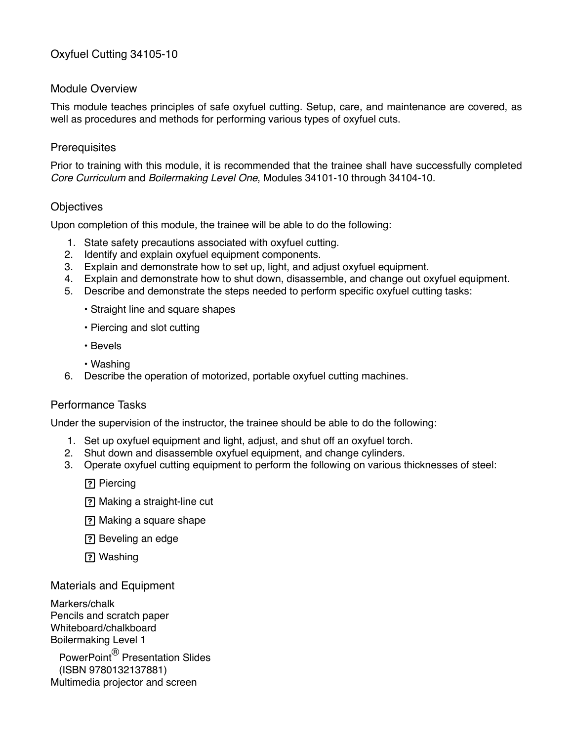# Oxyfuel Cutting 34105-10

## Module Overview

This module teaches principles of safe oxyfuel cutting. Setup, care, and maintenance are covered, as well as procedures and methods for performing various types of oxyfuel cuts.

## Prerequisites

Prior to training with this module, it is recommended that the trainee shall have successfully completed *Core Curriculum* and *Boilermaking Level One*, Modules 34101-10 through 34104-10.

## Objectives

Upon completion of this module, the trainee will be able to do the following:

1. State safety precautions associated with oxyfuel cutting.
2. Identify and explain oxyfuel equipment components.
3. Explain and demonstrate how to set up, light, and adjust oxyfuel equipment.
4. Explain and demonstrate how to shut down, disassemble, and change out oxyfuel equipment.
5. Describe and demonstrate the steps needed to perform specific oxyfuel cutting tasks:
   - Straight line and square shapes
   - Piercing and slot cutting
   - Bevels
   - Washing
6. Describe the operation of motorized, portable oxyfuel cutting machines.

## Performance Tasks

Under the supervision of the instructor, the trainee should be able to do the following:

1. Set up oxyfuel equipment and light, adjust, and shut off an oxyfuel torch.
2. Shut down and disassemble oxyfuel equipment, and change cylinders.
3. Operate oxyfuel cutting equipment to perform the following on various thicknesses of steel:
   - Piercing
   - Making a straight-line cut
   - Making a square shape
   - Beveling an edge
   - Washing

## Materials and Equipment

Markers/chalk
Pencils and scratch paper
Whiteboard/chalkboard
Boilermaking Level 1
PowerPoint® Presentation Slides
(ISBN 9780132137881)
Multimedia projector and screen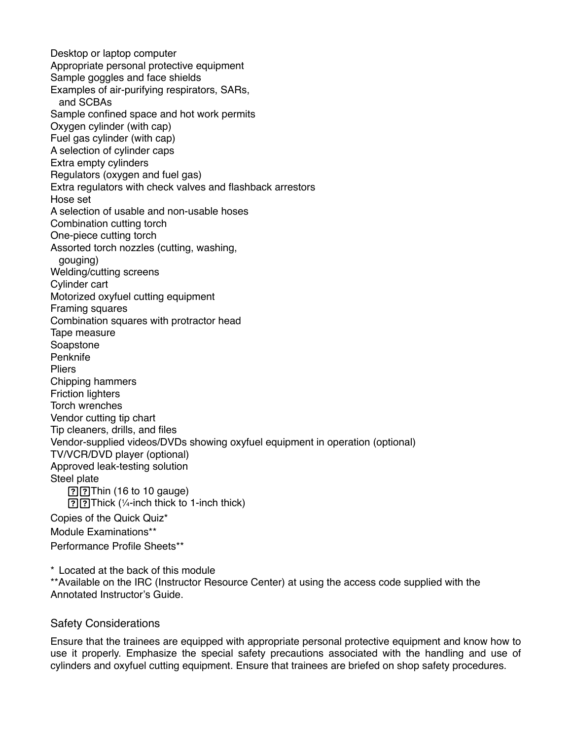Desktop or laptop computer
Appropriate personal protective equipment
Sample goggles and face shields
Examples of air-purifying respirators, SARs, and SCBAs
Sample confined space and hot work permits
Oxygen cylinder (with cap)
Fuel gas cylinder (with cap)
A selection of cylinder caps
Extra empty cylinders
Regulators (oxygen and fuel gas)
Extra regulators with check valves and flashback arrestors
Hose set
A selection of usable and non-usable hoses
Combination cutting torch
One-piece cutting torch
Assorted torch nozzles (cutting, washing, gouging)
Welding/cutting screens
Cylinder cart
Motorized oxyfuel cutting equipment
Framing squares
Combination squares with protractor head
Tape measure
Soapstone
Penknife
Pliers
Chipping hammers
Friction lighters
Torch wrenches
Vendor cutting tip chart
Tip cleaners, drills, and files
Vendor-supplied videos/DVDs showing oxyfuel equipment in operation (optional)
TV/VCR/DVD player (optional)
Approved leak-testing solution
Steel plate

- Thin (16 to 10 gauge)
- Thick (¼-inch thick to 1-inch thick)

Copies of the Quick Quiz*
Module Examinations**
Performance Profile Sheets**

* Located at the back of this module
**Available on the IRC (Instructor Resource Center) at using the access code supplied with the Annotated Instructor's Guide.

## Safety Considerations

Ensure that the trainees are equipped with appropriate personal protective equipment and know how to use it properly. Emphasize the special safety precautions associated with the handling and use of cylinders and oxyfuel cutting equipment. Ensure that trainees are briefed on shop safety procedures.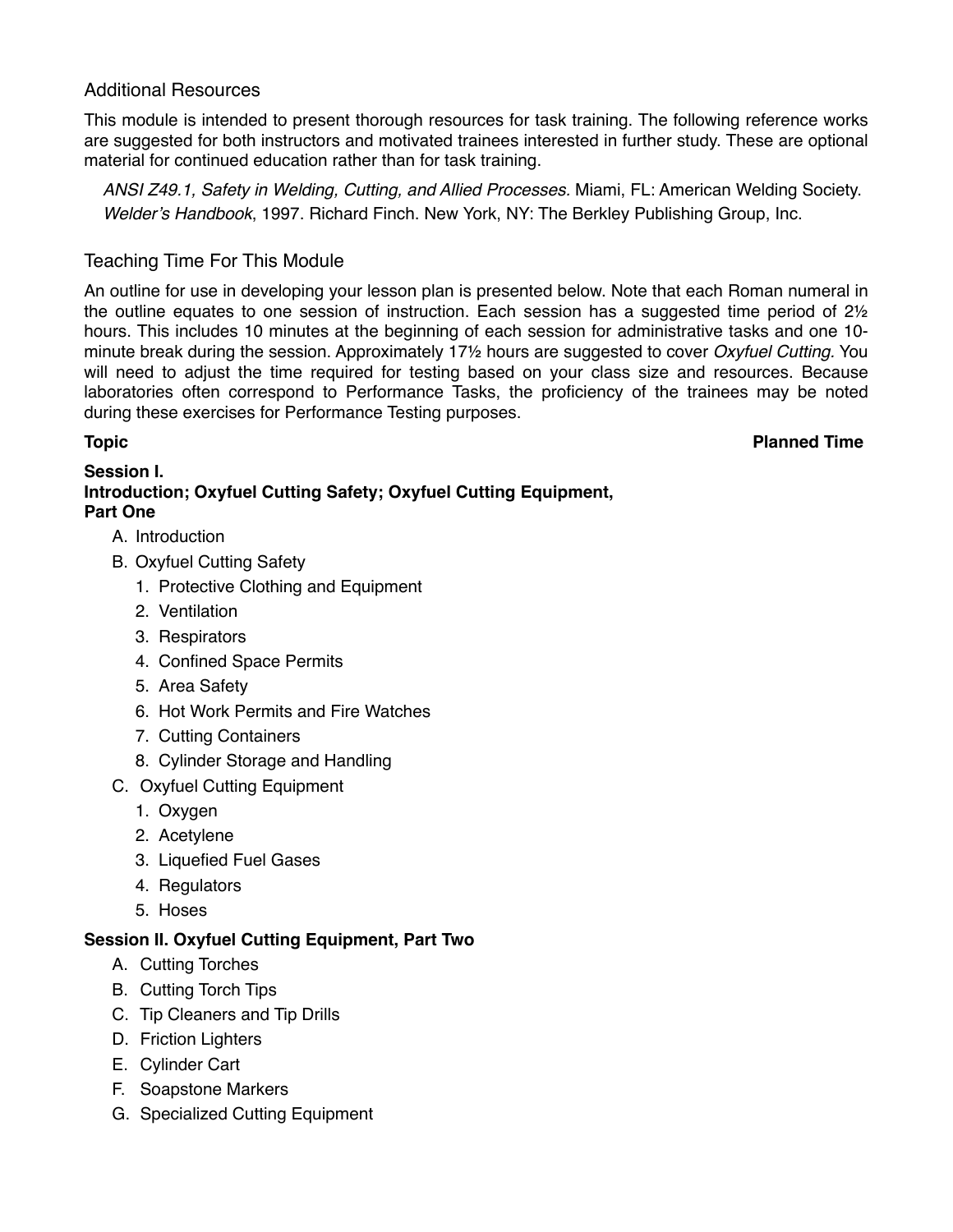## Additional Resources

This module is intended to present thorough resources for task training. The following reference works are suggested for both instructors and motivated trainees interested in further study. These are optional material for continued education rather than for task training.

*ANSI Z49.1, Safety in Welding, Cutting, and Allied Processes.* Miami, FL: American Welding Society.

*Welder's Handbook*, 1997. Richard Finch. New York, NY: The Berkley Publishing Group, Inc.

## Teaching Time For This Module

An outline for use in developing your lesson plan is presented below. Note that each Roman numeral in the outline equates to one session of instruction. Each session has a suggested time period of 2½ hours. This includes 10 minutes at the beginning of each session for administrative tasks and one 10-minute break during the session. Approximately 17½ hours are suggested to cover *Oxyfuel Cutting.* You will need to adjust the time required for testing based on your class size and resources. Because laboratories often correspond to Performance Tasks, the proficiency of the trainees may be noted during these exercises for Performance Testing purposes.

**Topic** **Planned Time**

**Session I.**
**Introduction; Oxyfuel Cutting Safety; Oxyfuel Cutting Equipment, Part One**

A. Introduction

B. Oxyfuel Cutting Safety
   1. Protective Clothing and Equipment
   2. Ventilation
   3. Respirators
   4. Confined Space Permits
   5. Area Safety
   6. Hot Work Permits and Fire Watches
   7. Cutting Containers
   8. Cylinder Storage and Handling

C. Oxyfuel Cutting Equipment
   1. Oxygen
   2. Acetylene
   3. Liquefied Fuel Gases
   4. Regulators
   5. Hoses

**Session II. Oxyfuel Cutting Equipment, Part Two**

A. Cutting Torches

B. Cutting Torch Tips

C. Tip Cleaners and Tip Drills

D. Friction Lighters

E. Cylinder Cart

F. Soapstone Markers

G. Specialized Cutting Equipment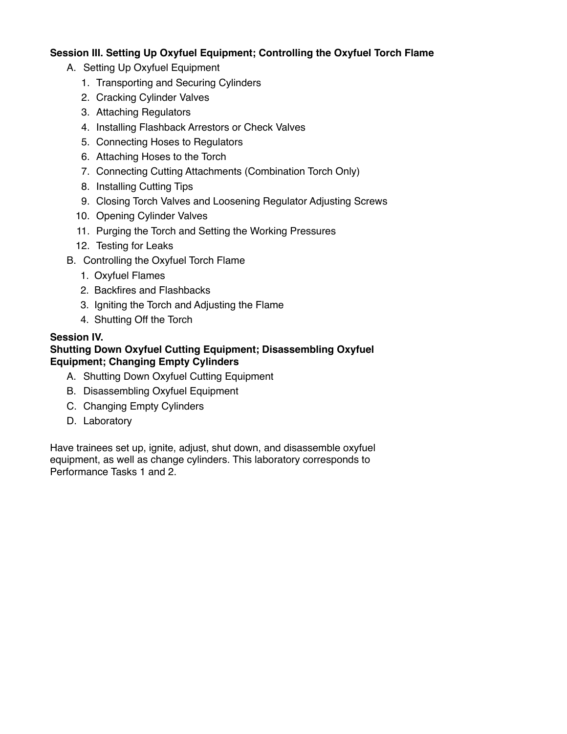**Session III. Setting Up Oxyfuel Equipment; Controlling the Oxyfuel Torch Flame**

A. Setting Up Oxyfuel Equipment
   1. Transporting and Securing Cylinders
   2. Cracking Cylinder Valves
   3. Attaching Regulators
   4. Installing Flashback Arrestors or Check Valves
   5. Connecting Hoses to Regulators
   6. Attaching Hoses to the Torch
   7. Connecting Cutting Attachments (Combination Torch Only)
   8. Installing Cutting Tips
   9. Closing Torch Valves and Loosening Regulator Adjusting Screws
   10. Opening Cylinder Valves
   11. Purging the Torch and Setting the Working Pressures
   12. Testing for Leaks

B. Controlling the Oxyfuel Torch Flame
   1. Oxyfuel Flames
   2. Backfires and Flashbacks
   3. Igniting the Torch and Adjusting the Flame
   4. Shutting Off the Torch

**Session IV.**
**Shutting Down Oxyfuel Cutting Equipment; Disassembling Oxyfuel Equipment; Changing Empty Cylinders**

A. Shutting Down Oxyfuel Cutting Equipment

B. Disassembling Oxyfuel Equipment

C. Changing Empty Cylinders

D. Laboratory

Have trainees set up, ignite, adjust, shut down, and disassemble oxyfuel equipment, as well as change cylinders. This laboratory corresponds to Performance Tasks 1 and 2.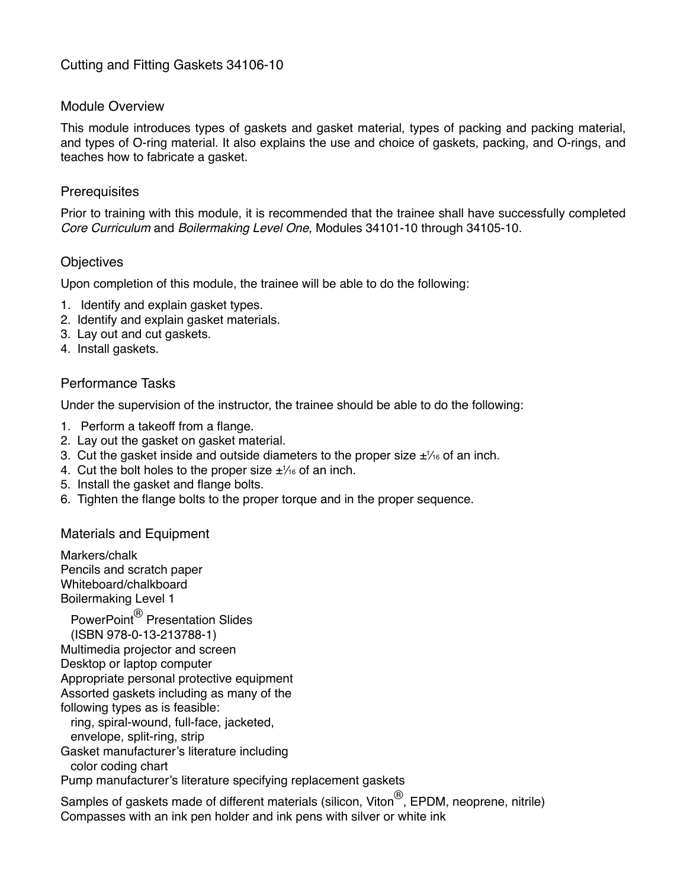# Cutting and Fitting Gaskets 34106-10

## Module Overview

This module introduces types of gaskets and gasket material, types of packing and packing material, and types of O-ring material. It also explains the use and choice of gaskets, packing, and O-rings, and teaches how to fabricate a gasket.

## Prerequisites

Prior to training with this module, it is recommended that the trainee shall have successfully completed *Core Curriculum* and *Boilermaking Level One,* Modules 34101-10 through 34105-10.

## Objectives

Upon completion of this module, the trainee will be able to do the following:

1. Identify and explain gasket types.
2. Identify and explain gasket materials.
3. Lay out and cut gaskets.
4. Install gaskets.

## Performance Tasks

Under the supervision of the instructor, the trainee should be able to do the following:

1. Perform a takeoff from a flange.
2. Lay out the gasket on gasket material.
3. Cut the gasket inside and outside diameters to the proper size ±1⁄16 of an inch.
4. Cut the bolt holes to the proper size ±1⁄16 of an inch.
5. Install the gasket and flange bolts.
6. Tighten the flange bolts to the proper torque and in the proper sequence.

## Materials and Equipment

Markers/chalk
Pencils and scratch paper
Whiteboard/chalkboard
Boilermaking Level 1
  PowerPoint® Presentation Slides
  (ISBN 978-0-13-213788-1)
Multimedia projector and screen
Desktop or laptop computer
Appropriate personal protective equipment
Assorted gaskets including as many of the following types as is feasible:
  ring, spiral-wound, full-face, jacketed, envelope, split-ring, strip
Gasket manufacturer's literature including
  color coding chart
Pump manufacturer's literature specifying replacement gaskets
Samples of gaskets made of different materials (silicon, Viton®, EPDM, neoprene, nitrile)
Compasses with an ink pen holder and ink pens with silver or white ink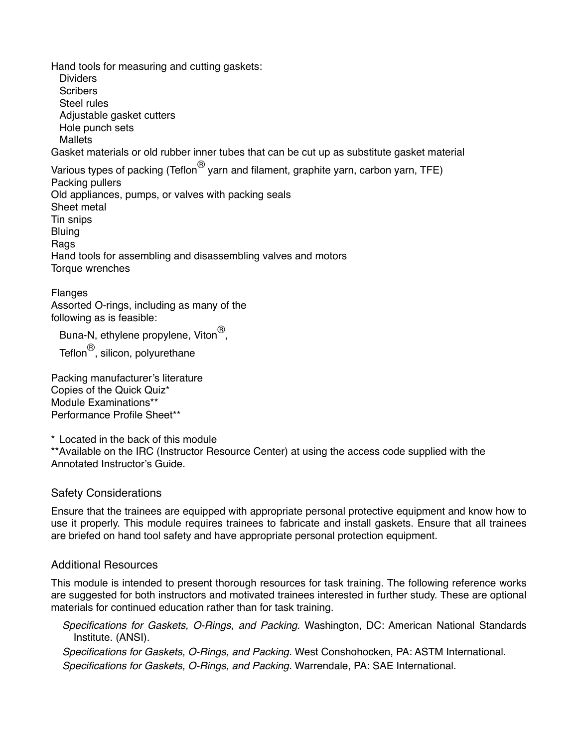Hand tools for measuring and cutting gaskets:

- Dividers
- Scribers
- Steel rules
- Adjustable gasket cutters
- Hole punch sets
- Mallets

Gasket materials or old rubber inner tubes that can be cut up as substitute gasket material

Various types of packing (Teflon® yarn and filament, graphite yarn, carbon yarn, TFE)
Packing pullers
Old appliances, pumps, or valves with packing seals
Sheet metal
Tin snips
Bluing
Rags
Hand tools for assembling and disassembling valves and motors
Torque wrenches

Flanges
Assorted O-rings, including as many of the following as is feasible:

- Buna-N, ethylene propylene, Viton®,
- Teflon®, silicon, polyurethane

Packing manufacturer's literature
Copies of the Quick Quiz*
Module Examinations**
Performance Profile Sheet**

\* Located in the back of this module
**Available on the IRC (Instructor Resource Center) at using the access code supplied with the Annotated Instructor's Guide.

## Safety Considerations

Ensure that the trainees are equipped with appropriate personal protective equipment and know how to use it properly. This module requires trainees to fabricate and install gaskets. Ensure that all trainees are briefed on hand tool safety and have appropriate personal protection equipment.

## Additional Resources

This module is intended to present thorough resources for task training. The following reference works are suggested for both instructors and motivated trainees interested in further study. These are optional materials for continued education rather than for task training.

*Specifications for Gaskets, O-Rings, and Packing.* Washington, DC: American National Standards Institute. (ANSI).

*Specifications for Gaskets, O-Rings, and Packing.* West Conshohocken, PA: ASTM International.

*Specifications for Gaskets, O-Rings, and Packing.* Warrendale, PA: SAE International.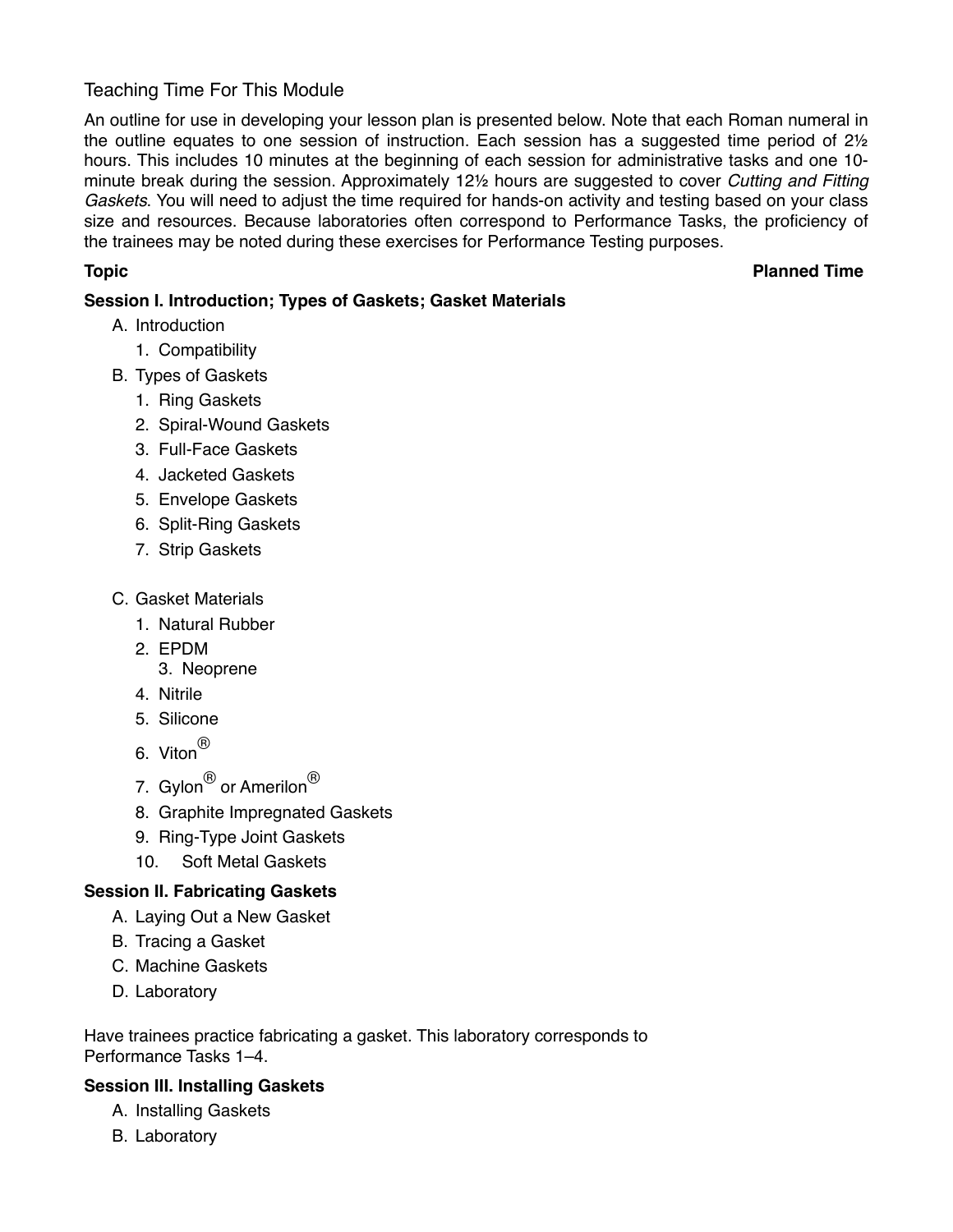## Teaching Time For This Module

An outline for use in developing your lesson plan is presented below. Note that each Roman numeral in the outline equates to one session of instruction. Each session has a suggested time period of 2½ hours. This includes 10 minutes at the beginning of each session for administrative tasks and one 10-minute break during the session. Approximately 12½ hours are suggested to cover *Cutting and Fitting Gaskets*. You will need to adjust the time required for hands-on activity and testing based on your class size and resources. Because laboratories often correspond to Performance Tasks, the proficiency of the trainees may be noted during these exercises for Performance Testing purposes.

**Topic** **Planned Time**

**Session I. Introduction; Types of Gaskets; Gasket Materials**

A. Introduction
   1. Compatibility

B. Types of Gaskets
   1. Ring Gaskets
   2. Spiral-Wound Gaskets
   3. Full-Face Gaskets
   4. Jacketed Gaskets
   5. Envelope Gaskets
   6. Split-Ring Gaskets
   7. Strip Gaskets

C. Gasket Materials
   1. Natural Rubber
   2. EPDM
   3. Neoprene
   4. Nitrile
   5. Silicone
   6. Viton®
   7. Gylon® or Amerilon®
   8. Graphite Impregnated Gaskets
   9. Ring-Type Joint Gaskets
   10. Soft Metal Gaskets

**Session II. Fabricating Gaskets**

A. Laying Out a New Gasket
B. Tracing a Gasket
C. Machine Gaskets
D. Laboratory

Have trainees practice fabricating a gasket. This laboratory corresponds to Performance Tasks 1–4.

**Session III. Installing Gaskets**

A. Installing Gaskets
B. Laboratory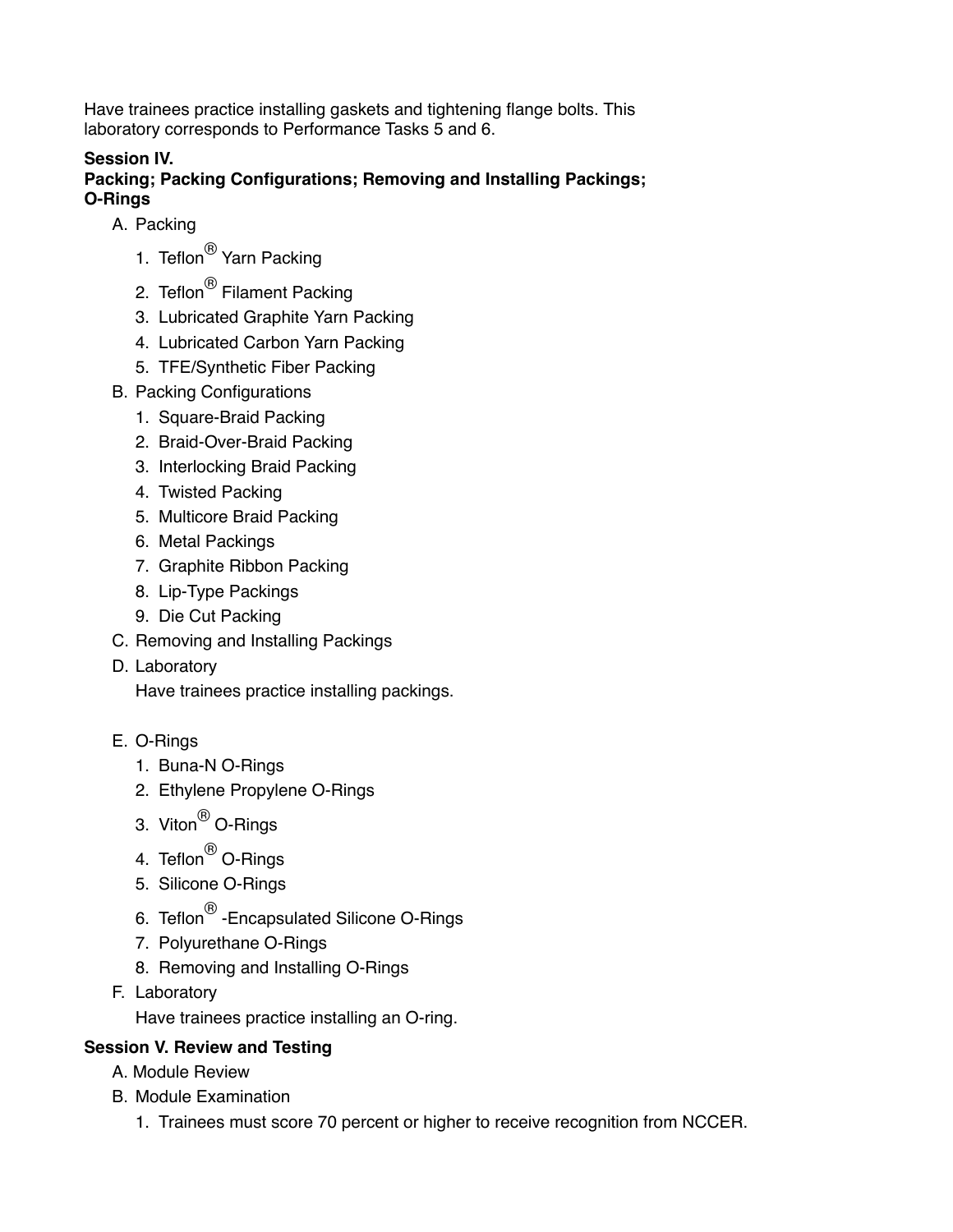Have trainees practice installing gaskets and tightening flange bolts. This laboratory corresponds to Performance Tasks 5 and 6.

**Session IV.**
**Packing; Packing Configurations; Removing and Installing Packings; O-Rings**

A. Packing
   1. Teflon® Yarn Packing
   2. Teflon® Filament Packing
   3. Lubricated Graphite Yarn Packing
   4. Lubricated Carbon Yarn Packing
   5. TFE/Synthetic Fiber Packing

B. Packing Configurations
   1. Square-Braid Packing
   2. Braid-Over-Braid Packing
   3. Interlocking Braid Packing
   4. Twisted Packing
   5. Multicore Braid Packing
   6. Metal Packings
   7. Graphite Ribbon Packing
   8. Lip-Type Packings
   9. Die Cut Packing

C. Removing and Installing Packings

D. Laboratory

   Have trainees practice installing packings.

E. O-Rings
   1. Buna-N O-Rings
   2. Ethylene Propylene O-Rings
   3. Viton® O-Rings
   4. Teflon® O-Rings
   5. Silicone O-Rings
   6. Teflon® -Encapsulated Silicone O-Rings
   7. Polyurethane O-Rings
   8. Removing and Installing O-Rings

F. Laboratory

   Have trainees practice installing an O-ring.

**Session V. Review and Testing**

A. Module Review

B. Module Examination
   1. Trainees must score 70 percent or higher to receive recognition from NCCER.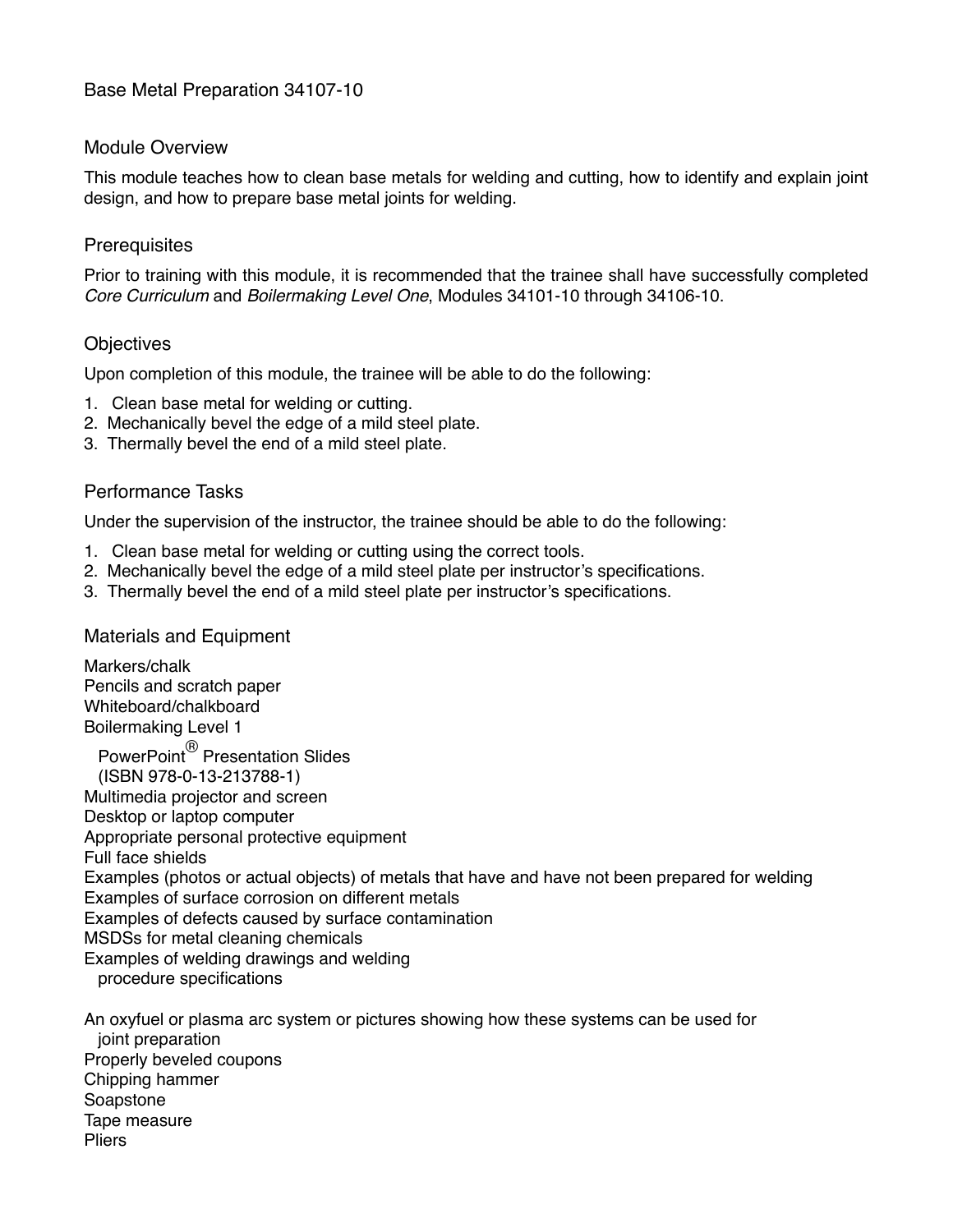# Base Metal Preparation 34107-10

## Module Overview

This module teaches how to clean base metals for welding and cutting, how to identify and explain joint design, and how to prepare base metal joints for welding.

## Prerequisites

Prior to training with this module, it is recommended that the trainee shall have successfully completed *Core Curriculum* and *Boilermaking Level One*, Modules 34101-10 through 34106-10.

## Objectives

Upon completion of this module, the trainee will be able to do the following:

1. Clean base metal for welding or cutting.
2. Mechanically bevel the edge of a mild steel plate.
3. Thermally bevel the end of a mild steel plate.

## Performance Tasks

Under the supervision of the instructor, the trainee should be able to do the following:

1. Clean base metal for welding or cutting using the correct tools.
2. Mechanically bevel the edge of a mild steel plate per instructor's specifications.
3. Thermally bevel the end of a mild steel plate per instructor's specifications.

## Materials and Equipment

Markers/chalk
Pencils and scratch paper
Whiteboard/chalkboard
Boilermaking Level 1
PowerPoint® Presentation Slides
(ISBN 978-0-13-213788-1)
Multimedia projector and screen
Desktop or laptop computer
Appropriate personal protective equipment
Full face shields
Examples (photos or actual objects) of metals that have and have not been prepared for welding
Examples of surface corrosion on different metals
Examples of defects caused by surface contamination
MSDSs for metal cleaning chemicals
Examples of welding drawings and welding procedure specifications

An oxyfuel or plasma arc system or pictures showing how these systems can be used for joint preparation
Properly beveled coupons
Chipping hammer
Soapstone
Tape measure
Pliers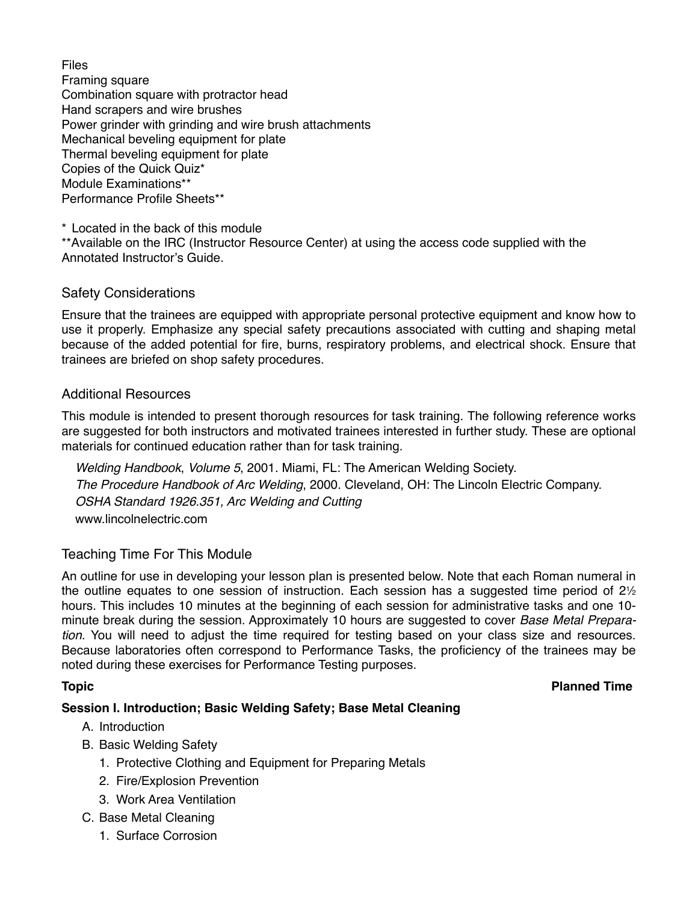Files
Framing square
Combination square with protractor head
Hand scrapers and wire brushes
Power grinder with grinding and wire brush attachments
Mechanical beveling equipment for plate
Thermal beveling equipment for plate
Copies of the Quick Quiz*
Module Examinations**
Performance Profile Sheets**

\* Located in the back of this module
\*\*Available on the IRC (Instructor Resource Center) at using the access code supplied with the Annotated Instructor's Guide.

## Safety Considerations

Ensure that the trainees are equipped with appropriate personal protective equipment and know how to use it properly. Emphasize any special safety precautions associated with cutting and shaping metal because of the added potential for fire, burns, respiratory problems, and electrical shock. Ensure that trainees are briefed on shop safety procedures.

## Additional Resources

This module is intended to present thorough resources for task training. The following reference works are suggested for both instructors and motivated trainees interested in further study. These are optional materials for continued education rather than for task training.

*Welding Handbook*, *Volume 5*, 2001. Miami, FL: The American Welding Society.
*The Procedure Handbook of Arc Welding*, 2000. Cleveland, OH: The Lincoln Electric Company.
*OSHA Standard 1926.351, Arc Welding and Cutting*
www.lincolnelectric.com

## Teaching Time For This Module

An outline for use in developing your lesson plan is presented below. Note that each Roman numeral in the outline equates to one session of instruction. Each session has a suggested time period of 2½ hours. This includes 10 minutes at the beginning of each session for administrative tasks and one 10-minute break during the session. Approximately 10 hours are suggested to cover *Base Metal Preparation.* You will need to adjust the time required for testing based on your class size and resources. Because laboratories often correspond to Performance Tasks, the proficiency of the trainees may be noted during these exercises for Performance Testing purposes.

**Topic** **Planned Time**

**Session I. Introduction; Basic Welding Safety; Base Metal Cleaning**

A. Introduction
B. Basic Welding Safety
   1. Protective Clothing and Equipment for Preparing Metals
   2. Fire/Explosion Prevention
   3. Work Area Ventilation
C. Base Metal Cleaning
   1. Surface Corrosion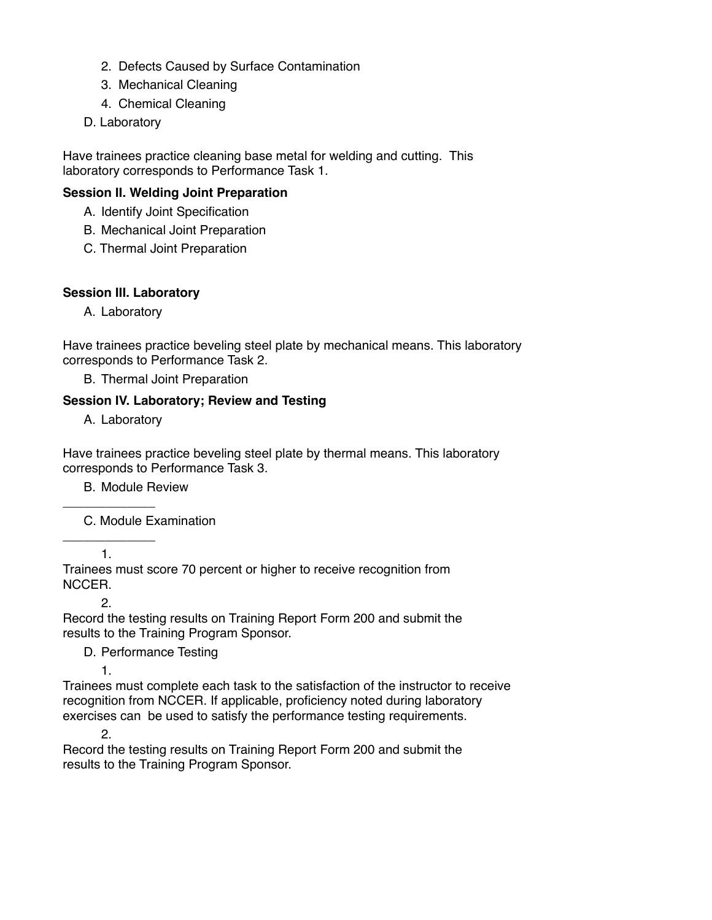2. Defects Caused by Surface Contamination
3. Mechanical Cleaning
4. Chemical Cleaning

D. Laboratory

Have trainees practice cleaning base metal for welding and cutting. This laboratory corresponds to Performance Task 1.

**Session II. Welding Joint Preparation**

A. Identify Joint Specification
B. Mechanical Joint Preparation
C. Thermal Joint Preparation

**Session III. Laboratory**

A. Laboratory

Have trainees practice beveling steel plate by mechanical means. This laboratory corresponds to Performance Task 2.

B. Thermal Joint Preparation

**Session IV. Laboratory; Review and Testing**

A. Laboratory

Have trainees practice beveling steel plate by thermal means. This laboratory corresponds to Performance Task 3.

B. Module Review

_____________

C. Module Examination

_____________

1.

Trainees must score 70 percent or higher to receive recognition from NCCER.

2.

Record the testing results on Training Report Form 200 and submit the results to the Training Program Sponsor.

D. Performance Testing

1.

Trainees must complete each task to the satisfaction of the instructor to receive recognition from NCCER. If applicable, proficiency noted during laboratory exercises can be used to satisfy the performance testing requirements.

2.

Record the testing results on Training Report Form 200 and submit the results to the Training Program Sponsor.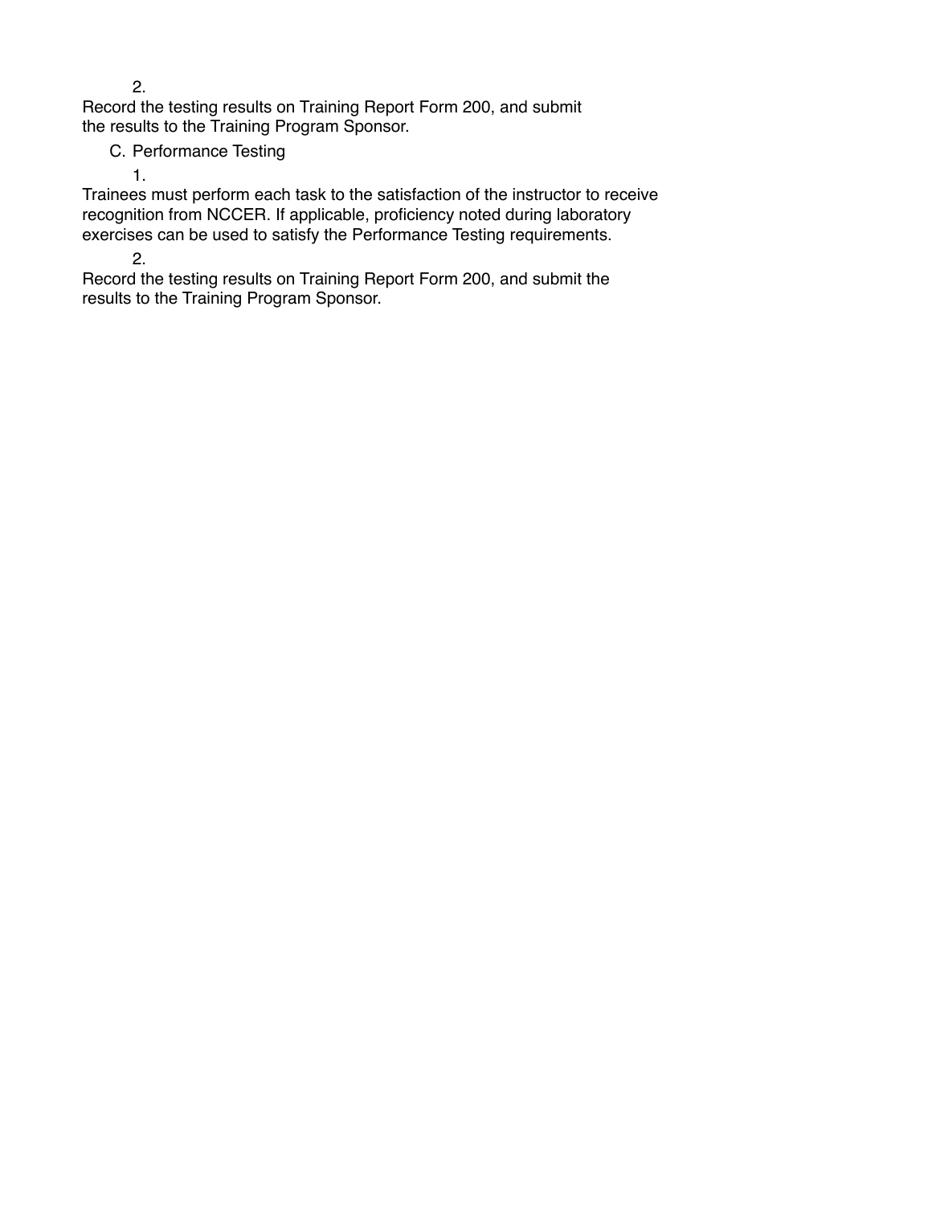2. Record the testing results on Training Report Form 200, and submit the results to the Training Program Sponsor.

C. Performance Testing

1. Trainees must perform each task to the satisfaction of the instructor to receive recognition from NCCER. If applicable, proficiency noted during laboratory exercises can be used to satisfy the Performance Testing requirements.

2. Record the testing results on Training Report Form 200, and submit the results to the Training Program Sponsor.